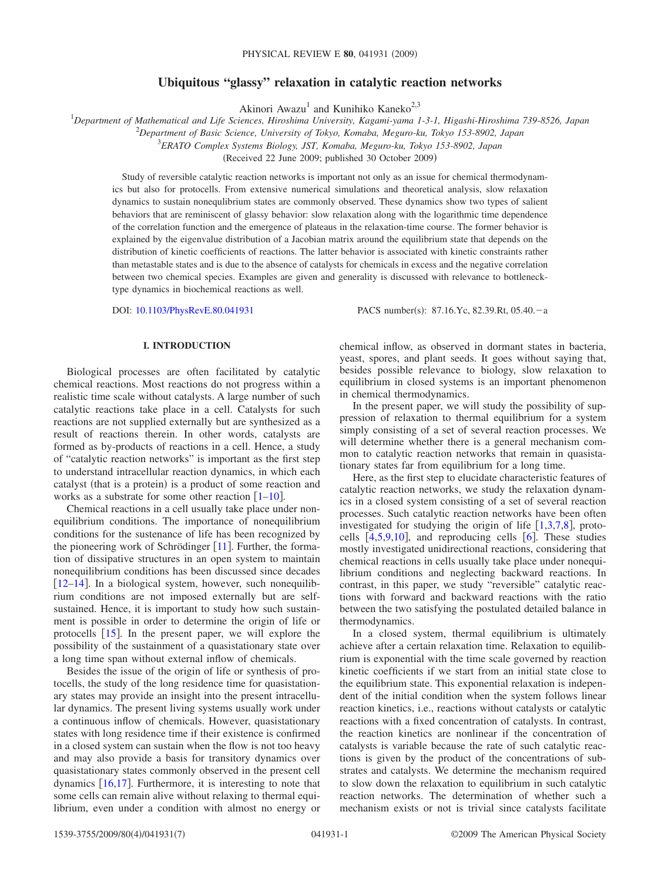# Ubiquitous "glassy" relaxation in catalytic reaction networks

Akinori Awazu[1] and Kunihiko Kaneko[2,3]

[1]Department of Mathematical and Life Sciences, Hiroshima University, Kagami-yama 1-3-1, Higashi-Hiroshima 739-8526, Japan

[2]Department of Basic Science, University of Tokyo, Komaba, Meguro-ku, Tokyo 153-8902, Japan

[3]ERATO Complex Systems Biology, JST, Komaba, Meguro-ku, Tokyo 153-8902, Japan

(Received 22 June 2009; published 30 October 2009)

Study of reversible catalytic reaction networks is important not only as an issue for chemical thermodynamics but also for protocells. From extensive numerical simulations and theoretical analysis, slow relaxation dynamics to sustain nonequlibrium states are commonly observed. These dynamics show two types of salient behaviors that are reminiscent of glassy behavior: slow relaxation along with the logarithmic time dependence of the correlation function and the emergence of plateaus in the relaxation-time course. The former behavior is explained by the eigenvalue distribution of a Jacobian matrix around the equilibrium state that depends on the distribution of kinetic coefficients of reactions. The latter behavior is associated with kinetic constraints rather than metastable states and is due to the absence of catalysts for chemicals in excess and the negative correlation between two chemical species. Examples are given and generality is discussed with relevance to bottleneck-type dynamics in biochemical reactions as well.

DOI: 10.1103/PhysRevE.80.041931 PACS number(s): 87.16.Yc, 82.39.Rt, 05.40.−a

## I. INTRODUCTION

Biological processes are often facilitated by catalytic chemical reactions. Most reactions do not progress within a realistic time scale without catalysts. A large number of such catalytic reactions take place in a cell. Catalysts for such reactions are not supplied externally but are synthesized as a result of reactions therein. In other words, catalysts are formed as by-products of reactions in a cell. Hence, a study of "catalytic reaction networks" is important as the first step to understand intracellular reaction dynamics, in which each catalyst (that is a protein) is a product of some reaction and works as a substrate for some other reaction [1–10].

Chemical reactions in a cell usually take place under nonequilibrium conditions. The importance of nonequilibrium conditions for the sustenance of life has been recognized by the pioneering work of Schrödinger [11]. Further, the formation of dissipative structures in an open system to maintain nonequilibrium conditions has been discussed since decades [12–14]. In a biological system, however, such nonequilibrium conditions are not imposed externally but are self-sustained. Hence, it is important to study how such sustainment is possible in order to determine the origin of life or protocells [15]. In the present paper, we will explore the possibility of the sustainment of a quasistationary state over a long time span without external inflow of chemicals.

Besides the issue of the origin of life or synthesis of protocells, the study of the long residence time for quasistationary states may provide an insight into the present intracellular dynamics. The present living systems usually work under a continuous inflow of chemicals. However, quasistationary states with long residence time if their existence is confirmed in a closed system can sustain when the flow is not too heavy and may also provide a basis for transitory dynamics over quasistationary states commonly observed in the present cell dynamics [16,17]. Furthermore, it is interesting to note that some cells can remain alive without relaxing to thermal equilibrium, even under a condition with almost no energy or chemical inflow, as observed in dormant states in bacteria, yeast, spores, and plant seeds. It goes without saying that, besides possible relevance to biology, slow relaxation to equilibrium in closed systems is an important phenomenon in chemical thermodynamics.

In the present paper, we will study the possibility of suppression of relaxation to thermal equilibrium for a system simply consisting of a set of several reaction processes. We will determine whether there is a general mechanism common to catalytic reaction networks that remain in quasistationary states far from equilibrium for a long time.

Here, as the first step to elucidate characteristic features of catalytic reaction networks, we study the relaxation dynamics in a closed system consisting of a set of several reaction processes. Such catalytic reaction networks have been often investigated for studying the origin of life [1,3,7,8], protocells [4,5,9,10], and reproducing cells [6]. These studies mostly investigated unidirectional reactions, considering that chemical reactions in cells usually take place under nonequilibrium conditions and neglecting backward reactions. In contrast, in this paper, we study "reversible" catalytic reactions with forward and backward reactions with the ratio between the two satisfying the postulated detailed balance in thermodynamics.

In a closed system, thermal equilibrium is ultimately achieve after a certain relaxation time. Relaxation to equilibrium is exponential with the time scale governed by reaction kinetic coefficients if we start from an initial state close to the equilibrium state. This exponential relaxation is independent of the initial condition when the system follows linear reaction kinetics, i.e., reactions without catalysts or catalytic reactions with a fixed concentration of catalysts. In contrast, the reaction kinetics are nonlinear if the concentration of catalysts is variable because the rate of such catalytic reactions is given by the product of the concentrations of substrates and catalysts. We determine the mechanism required to slow down the relaxation to equilibrium in such catalytic reaction networks. The determination of whether such a mechanism exists or not is trivial since catalysts facilitate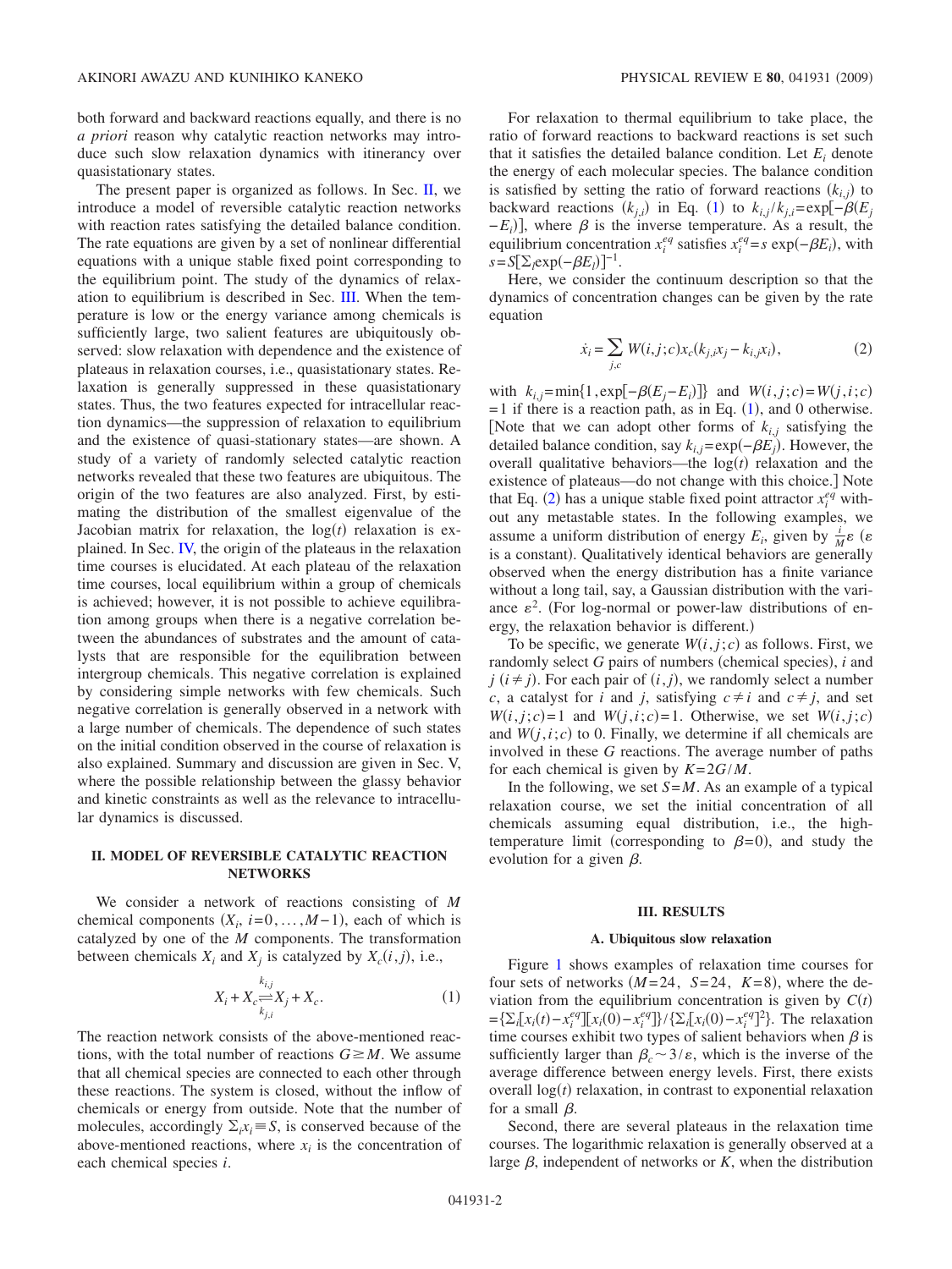both forward and backward reactions equally, and there is no *a priori* reason why catalytic reaction networks may introduce such slow relaxation dynamics with itinerancy over quasistationary states.

The present paper is organized as follows. In Sec. II, we introduce a model of reversible catalytic reaction networks with reaction rates satisfying the detailed balance condition. The rate equations are given by a set of nonlinear differential equations with a unique stable fixed point corresponding to the equilibrium point. The study of the dynamics of relaxation to equilibrium is described in Sec. III. When the temperature is low or the energy variance among chemicals is sufficiently large, two salient features are ubiquitously observed: slow relaxation with dependence and the existence of plateaus in relaxation courses, i.e., quasistationary states. Relaxation is generally suppressed in these quasistationary states. Thus, the two features expected for intracellular reaction dynamics—the suppression of relaxation to equilibrium and the existence of quasi-stationary states—are shown. A study of a variety of randomly selected catalytic reaction networks revealed that these two features are ubiquitous. The origin of the two features are also analyzed. First, by estimating the distribution of the smallest eigenvalue of the Jacobian matrix for relaxation, the $\log(t)$ relaxation is explained. In Sec. IV, the origin of the plateaus in the relaxation time courses is elucidated. At each plateau of the relaxation time courses, local equilibrium within a group of chemicals is achieved; however, it is not possible to achieve equilibration among groups when there is a negative correlation between the abundances of substrates and the amount of catalysts that are responsible for the equilibration between intergroup chemicals. This negative correlation is explained by considering simple networks with few chemicals. Such negative correlation is generally observed in a network with a large number of chemicals. The dependence of such states on the initial condition observed in the course of relaxation is also explained. Summary and discussion are given in Sec. V, where the possible relationship between the glassy behavior and kinetic constraints as well as the relevance to intracellular dynamics is discussed.

## II. MODEL OF REVERSIBLE CATALYTIC REACTION NETWORKS

We consider a network of reactions consisting of $M$ chemical components ($X_i$, $i=0,\ldots,M-1$), each of which is catalyzed by one of the $M$ components. The transformation between chemicals $X_i$ and $X_j$ is catalyzed by $X_c(i,j)$, i.e.,

$$X_i + X_c \underset{k_{j,i}}{\overset{k_{i,j}}{\rightleftharpoons}} X_j + X_c. \tag{1}$$

The reaction network consists of the above-mentioned reactions, with the total number of reactions $G \geq M$. We assume that all chemical species are connected to each other through these reactions. The system is closed, without the inflow of chemicals or energy from outside. Note that the number of molecules, accordingly $\Sigma_i x_i \equiv S$, is conserved because of the above-mentioned reactions, where $x_i$ is the concentration of each chemical species $i$.

For relaxation to thermal equilibrium to take place, the ratio of forward reactions to backward reactions is set such that it satisfies the detailed balance condition. Let $E_i$ denote the energy of each molecular species. The balance condition is satisfied by setting the ratio of forward reactions $(k_{i,j})$ to backward reactions $(k_{j,i})$ in Eq. (1) to $k_{i,j}/k_{j,i}=\exp[-\beta(E_j-E_i)]$, where $\beta$ is the inverse temperature. As a result, the equilibrium concentration $x_i^{eq}$ satisfies $x_i^{eq}=s\exp(-\beta E_i)$, with $s=S[\Sigma_l \exp(-\beta E_l)]^{-1}$.

Here, we consider the continuum description so that the dynamics of concentration changes can be given by the rate equation

$$\dot{x}_i = \sum_{j,c} W(i,j;c) x_c (k_{j,i} x_j - k_{i,j} x_i), \tag{2}$$

with $k_{i,j}=\min\{1,\exp[-\beta(E_j-E_i)]\}$ and $W(i,j;c)=W(j,i;c)=1$ if there is a reaction path, as in Eq. (1), and 0 otherwise. [Note that we can adopt other forms of $k_{i,j}$ satisfying the detailed balance condition, say $k_{i,j}=\exp(-\beta E_j)$. However, the overall qualitative behaviors—the $\log(t)$ relaxation and the existence of plateaus—do not change with this choice.] Note that Eq. (2) has a unique stable fixed point attractor $x_i^{eq}$ without any metastable states. In the following examples, we assume a uniform distribution of energy $E_i$, given by $\frac{i}{M}\varepsilon$ ($\varepsilon$ is a constant). Qualitatively identical behaviors are generally observed when the energy distribution has a finite variance without a long tail, say, a Gaussian distribution with the variance $\varepsilon^2$. (For log-normal or power-law distributions of energy, the relaxation behavior is different.)

To be specific, we generate $W(i,j;c)$ as follows. First, we randomly select $G$ pairs of numbers (chemical species), $i$ and $j$ ($i \neq j$). For each pair of $(i,j)$, we randomly select a number $c$, a catalyst for $i$ and $j$, satisfying $c \neq i$ and $c \neq j$, and set $W(i,j;c)=1$ and $W(j,i;c)=1$. Otherwise, we set $W(i,j;c)$ and $W(j,i;c)$ to 0. Finally, we determine if all chemicals are involved in these $G$ reactions. The average number of paths for each chemical is given by $K=2G/M$.

In the following, we set $S=M$. As an example of a typical relaxation course, we set the initial concentration of all chemicals assuming equal distribution, i.e., the high-temperature limit (corresponding to $\beta=0$), and study the evolution for a given $\beta$.

## III. RESULTS

### A. Ubiquitous slow relaxation

Figure 1 shows examples of relaxation time courses for four sets of networks ($M=24$, $S=24$, $K=8$), where the deviation from the equilibrium concentration is given by $C(t)=\{\Sigma_i[x_i(t)-x_i^{eq}][x_i(0)-x_i^{eq}]\}/\{\Sigma_i[x_i(0)-x_i^{eq}]^2\}$. The relaxation time courses exhibit two types of salient behaviors when $\beta$ is sufficiently larger than $\beta_c \sim 3/\varepsilon$, which is the inverse of the average difference between energy levels. First, there exists overall $\log(t)$ relaxation, in contrast to exponential relaxation for a small $\beta$.

Second, there are several plateaus in the relaxation time courses. The logarithmic relaxation is generally observed at a large $\beta$, independent of networks or $K$, when the distribution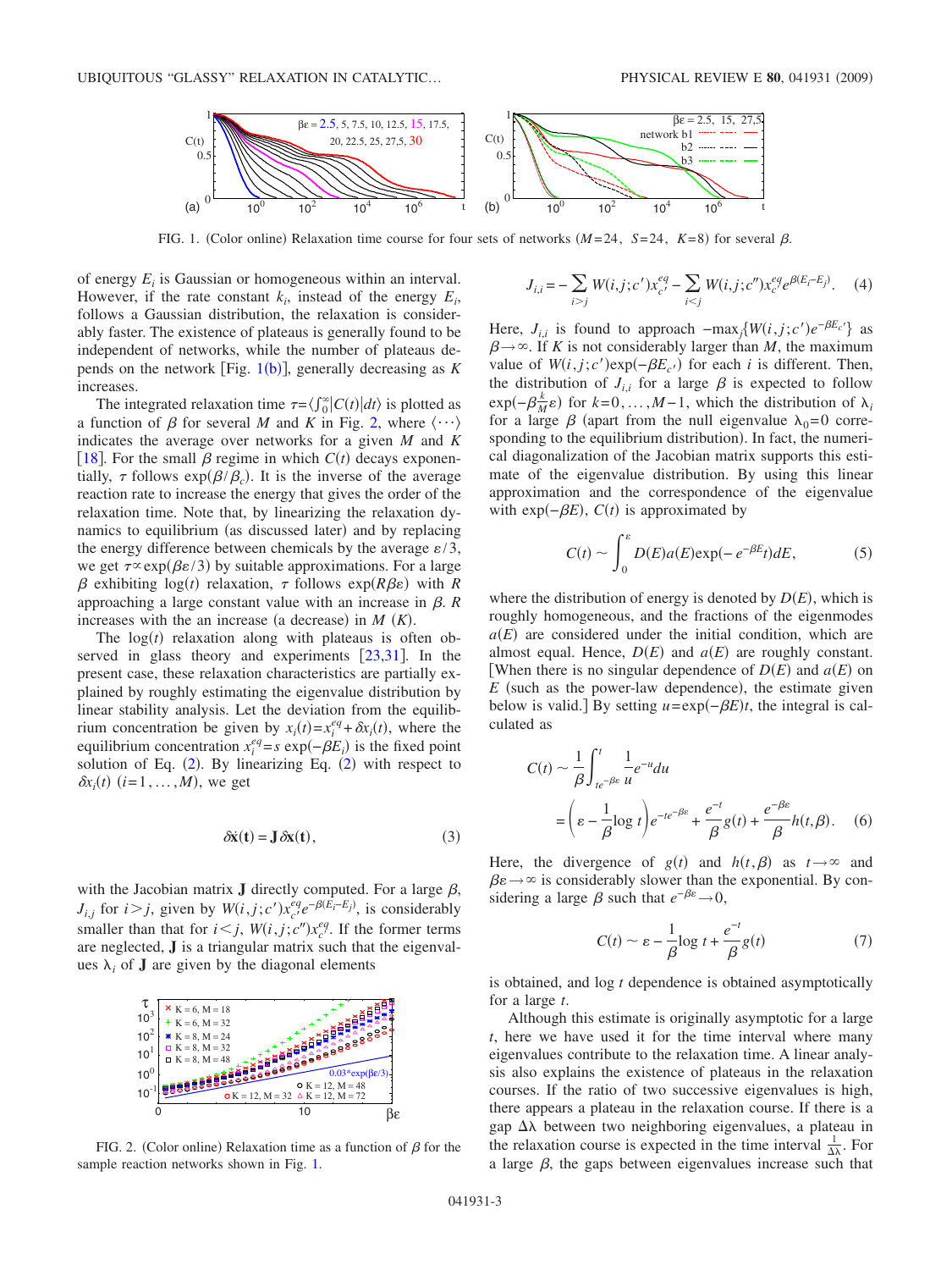FIG. 1. (Color online) Relaxation time course for four sets of networks ($M$=24, $S$=24, $K$=8) for several $\beta$.

of energy $E_i$ is Gaussian or homogeneous within an interval. However, if the rate constant $k_i$, instead of the energy $E_i$, follows a Gaussian distribution, the relaxation is considerably faster. The existence of plateaus is generally found to be independent of networks, while the number of plateaus depends on the network [Fig. 1(b)], generally decreasing as $K$ increases.

The integrated relaxation time $\tau = \langle \int_0^\infty |C(t)| dt \rangle$ is plotted as a function of $\beta$ for several $M$ and $K$ in Fig. 2, where $\langle \cdots \rangle$ indicates the average over networks for a given $M$ and $K$ [18]. For the small $\beta$ regime in which $C(t)$ decays exponentially, $\tau$ follows $\exp(\beta/\beta_c)$. It is the inverse of the average reaction rate to increase the energy that gives the order of the relaxation time. Note that, by linearizing the relaxation dynamics to equilibrium (as discussed later) and by replacing the energy difference between chemicals by the average $\varepsilon/3$, we get $\tau \propto \exp(\beta\varepsilon/3)$ by suitable approximations. For a large $\beta$ exhibiting $\log(t)$ relaxation, $\tau$ follows $\exp(R\beta\varepsilon)$ with $R$ approaching a large constant value with an increase in $\beta$. $R$ increases with the an increase (a decrease) in $M$ ($K$).

The $\log(t)$ relaxation along with plateaus is often observed in glass theory and experiments [23,31]. In the present case, these relaxation characteristics are partially explained by roughly estimating the eigenvalue distribution by linear stability analysis. Let the deviation from the equilibrium concentration be given by $x_i(t) = x_i^{eq} + \delta x_i(t)$, where the equilibrium concentration $x_i^{eq} = s\exp(-\beta E_i)$ is the fixed point solution of Eq. (2). By linearizing Eq. (2) with respect to $\delta x_i(t)$ $(i=1,\ldots,M)$, we get

$$\delta \dot{\mathbf{x}}(\mathbf{t}) = \mathbf{J}\,\delta \mathbf{x}(\mathbf{t}), \tag{3}$$

with the Jacobian matrix $\mathbf{J}$ directly computed. For a large $\beta$, $J_{i,j}$ for $i>j$, given by $W(i,j;c')x_{c'}^{eq}e^{-\beta(E_i-E_j)}$, is considerably smaller than that for $i<j$, $W(i,j;c'')x_{c''}^{eq}$. If the former terms are neglected, $\mathbf{J}$ is a triangular matrix such that the eigenvalues $\lambda_i$ of $\mathbf{J}$ are given by the diagonal elements

FIG. 2. (Color online) Relaxation time as a function of $\beta$ for the sample reaction networks shown in Fig. 1.

$$J_{i,i} = -\sum_{i>j} W(i,j;c')x_{c'}^{eq} - \sum_{i<j} W(i,j;c'')x_{c''}^{eq}e^{\beta(E_i-E_j)}. \tag{4}$$

Here, $J_{i,i}$ is found to approach $-\max_j\{W(i,j;c')e^{-\beta E_{c'}}\}$ as $\beta \to \infty$. If $K$ is not considerably larger than $M$, the maximum value of $W(i,j;c')\exp(-\beta E_{c'})$ for each $i$ is different. Then, the distribution of $J_{i,i}$ for a large $\beta$ is expected to follow $\exp(-\beta\frac{k}{M}\varepsilon)$ for $k=0,\ldots,M-1$, which the distribution of $\lambda_i$ for a large $\beta$ (apart from the null eigenvalue $\lambda_0=0$ corresponding to the equilibrium distribution). In fact, the numerical diagonalization of the Jacobian matrix supports this estimate of the eigenvalue distribution. By using this linear approximation and the correspondence of the eigenvalue with $\exp(-\beta E)$, $C(t)$ is approximated by

$$C(t) \sim \int_0^\varepsilon D(E)a(E)\exp(-e^{-\beta E}t)dE, \tag{5}$$

where the distribution of energy is denoted by $D(E)$, which is roughly homogeneous, and the fractions of the eigenmodes $a(E)$ are considered under the initial condition, which are almost equal. Hence, $D(E)$ and $a(E)$ are roughly constant. [When there is no singular dependence of $D(E)$ and $a(E)$ on $E$ (such as the power-law dependence), the estimate given below is valid.] By setting $u=\exp(-\beta E)t$, the integral is calculated as

$$\begin{aligned} C(t) &\sim \frac{1}{\beta}\int_{te^{-\beta\varepsilon}}^{t} \frac{1}{u}e^{-u}du \\ &= \left(\varepsilon - \frac{1}{\beta}\log t\right)e^{-te^{-\beta\varepsilon}} + \frac{e^{-t}}{\beta}g(t) + \frac{e^{-\beta\varepsilon}}{\beta}h(t,\beta). \end{aligned} \tag{6}$$

Here, the divergence of $g(t)$ and $h(t,\beta)$ as $t\to\infty$ and $\beta\varepsilon\to\infty$ is considerably slower than the exponential. By considering a large $\beta$ such that $e^{-\beta\varepsilon}\to 0$,

$$C(t) \sim \varepsilon - \frac{1}{\beta}\log t + \frac{e^{-t}}{\beta}g(t) \tag{7}$$

is obtained, and $\log t$ dependence is obtained asymptotically for a large $t$.

Although this estimate is originally asymptotic for a large $t$, here we have used it for the time interval where many eigenvalues contribute to the relaxation time. A linear analysis also explains the existence of plateaus in the relaxation courses. If the ratio of two successive eigenvalues is high, there appears a plateau in the relaxation course. If there is a gap $\Delta\lambda$ between two neighboring eigenvalues, a plateau in the relaxation course is expected in the time interval $\frac{1}{\Delta\lambda}$. For a large $\beta$, the gaps between eigenvalues increase such that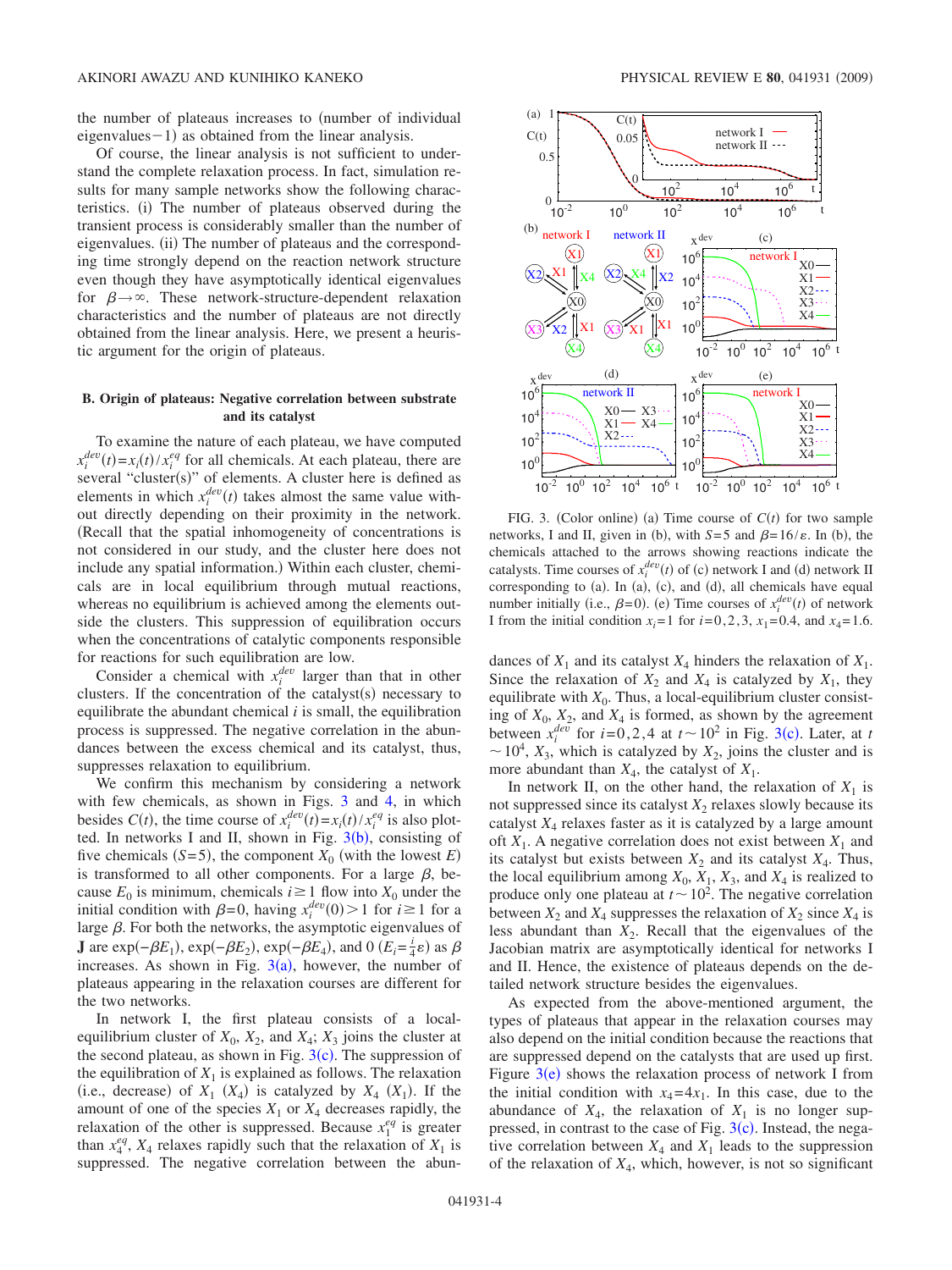the number of plateaus increases to (number of individual eigenvalues−1) as obtained from the linear analysis.

Of course, the linear analysis is not sufficient to understand the complete relaxation process. In fact, simulation results for many sample networks show the following characteristics. (i) The number of plateaus observed during the transient process is considerably smaller than the number of eigenvalues. (ii) The number of plateaus and the corresponding time strongly depend on the reaction network structure even though they have asymptotically identical eigenvalues for $\beta \to \infty$. These network-structure-dependent relaxation characteristics and the number of plateaus are not directly obtained from the linear analysis. Here, we present a heuristic argument for the origin of plateaus.

### B. Origin of plateaus: Negative correlation between substrate and its catalyst

To examine the nature of each plateau, we have computed $x_i^{dev}(t) = x_i(t)/x_i^{eq}$ for all chemicals. At each plateau, there are several "cluster(s)" of elements. A cluster here is defined as elements in which $x_i^{dev}(t)$ takes almost the same value without directly depending on their proximity in the network. (Recall that the spatial inhomogeneity of concentrations is not considered in our study, and the cluster here does not include any spatial information.) Within each cluster, chemicals are in local equilibrium through mutual reactions, whereas no equilibrium is achieved among the elements outside the clusters. This suppression of equilibration occurs when the concentrations of catalytic components responsible for reactions for such equilibration are low.

Consider a chemical with $x_i^{dev}$ larger than that in other clusters. If the concentration of the catalyst(s) necessary to equilibrate the abundant chemical $i$ is small, the equilibration process is suppressed. The negative correlation in the abundances between the excess chemical and its catalyst, thus, suppresses relaxation to equilibrium.

We confirm this mechanism by considering a network with few chemicals, as shown in Figs. 3 and 4, in which besides $C(t)$, the time course of $x_i^{dev}(t) = x_i(t)/x_i^{eq}$ is also plotted. In networks I and II, shown in Fig. 3(b), consisting of five chemicals ($S=5$), the component $X_0$ (with the lowest $E$) is transformed to all other components. For a large $\beta$, because $E_0$ is minimum, chemicals $i \geq 1$ flow into $X_0$ under the initial condition with $\beta=0$, having $x_i^{dev}(0) > 1$ for $i \geq 1$ for a large $\beta$. For both the networks, the asymptotic eigenvalues of $\mathbf{J}$ are $\exp(-\beta E_1)$, $\exp(-\beta E_2)$, $\exp(-\beta E_4)$, and 0 ($E_i = \frac{i}{4}\varepsilon$) as $\beta$ increases. As shown in Fig. 3(a), however, the number of plateaus appearing in the relaxation courses are different for the two networks.

In network I, the first plateau consists of a local-equilibrium cluster of $X_0$, $X_2$, and $X_4$; $X_3$ joins the cluster at the second plateau, as shown in Fig. 3(c). The suppression of the equilibration of $X_1$ is explained as follows. The relaxation (i.e., decrease) of $X_1$ ($X_4$) is catalyzed by $X_4$ ($X_1$). If the amount of one of the species $X_1$ or $X_4$ decreases rapidly, the relaxation of the other is suppressed. Because $x_1^{eq}$ is greater than $x_4^{eq}$, $X_4$ relaxes rapidly such that the relaxation of $X_1$ is suppressed. The negative correlation between the abundances of $X_1$ and its catalyst $X_4$ hinders the relaxation of $X_1$. Since the relaxation of $X_2$ and $X_4$ is catalyzed by $X_1$, they equilibrate with $X_0$. Thus, a local-equilibrium cluster consisting of $X_0$, $X_2$, and $X_4$ is formed, as shown by the agreement between $x_i^{dev}$ for $i=0,2,4$ at $t \sim 10^2$ in Fig. 3(c). Later, at $t \sim 10^4$, $X_3$, which is catalyzed by $X_2$, joins the cluster and is more abundant than $X_4$, the catalyst of $X_1$.

FIG. 3. (Color online) (a) Time course of $C(t)$ for two sample networks, I and II, given in (b), with $S=5$ and $\beta = 16/\varepsilon$. In (b), the chemicals attached to the arrows showing reactions indicate the catalysts. Time courses of $x_i^{dev}(t)$ of (c) network I and (d) network II corresponding to (a). In (a), (c), and (d), all chemicals have equal number initially (i.e., $\beta=0$). (e) Time courses of $x_i^{dev}(t)$ of network I from the initial condition $x_i=1$ for $i=0,2,3$, $x_1=0.4$, and $x_4=1.6$.

In network II, on the other hand, the relaxation of $X_1$ is not suppressed since its catalyst $X_2$ relaxes slowly because its catalyst $X_4$ relaxes faster as it is catalyzed by a large amount oft $X_1$. A negative correlation does not exist between $X_1$ and its catalyst but exists between $X_2$ and its catalyst $X_4$. Thus, the local equilibrium among $X_0$, $X_1$, $X_3$, and $X_4$ is realized to produce only one plateau at $t \sim 10^2$. The negative correlation between $X_2$ and $X_4$ suppresses the relaxation of $X_2$ since $X_4$ is less abundant than $X_2$. Recall that the eigenvalues of the Jacobian matrix are asymptotically identical for networks I and II. Hence, the existence of plateaus depends on the detailed network structure besides the eigenvalues.

As expected from the above-mentioned argument, the types of plateaus that appear in the relaxation courses may also depend on the initial condition because the reactions that are suppressed depend on the catalysts that are used up first. Figure 3(e) shows the relaxation process of network I from the initial condition with $x_4 = 4x_1$. In this case, due to the abundance of $X_4$, the relaxation of $X_1$ is no longer suppressed, in contrast to the case of Fig. 3(c). Instead, the negative correlation between $X_4$ and $X_1$ leads to the suppression of the relaxation of $X_4$, which, however, is not so significant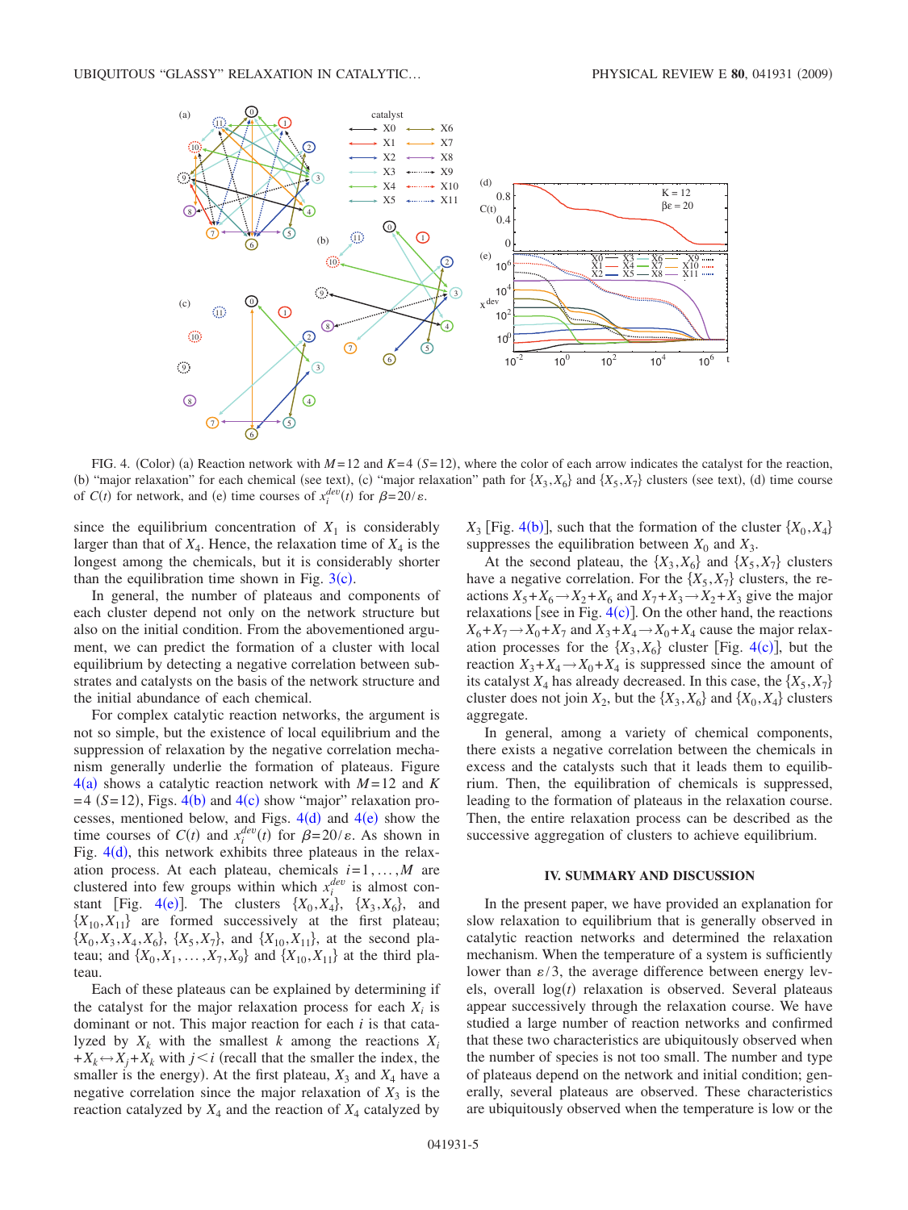FIG. 4. (Color) (a) Reaction network with $M=12$ and $K=4$ ($S=12$), where the color of each arrow indicates the catalyst for the reaction, (b) "major relaxation" for each chemical (see text), (c) "major relaxation" path for $\{X_3,X_6\}$ and $\{X_5,X_7\}$ clusters (see text), (d) time course of $C(t)$ for network, and (e) time courses of $x_i^{dev}(t)$ for $\beta=20/\varepsilon$.

since the equilibrium concentration of $X_1$ is considerably larger than that of $X_4$. Hence, the relaxation time of $X_4$ is the longest among the chemicals, but it is considerably shorter than the equilibration time shown in Fig. 3(c).

In general, the number of plateaus and components of each cluster depend not only on the network structure but also on the initial condition. From the abovementioned argument, we can predict the formation of a cluster with local equilibrium by detecting a negative correlation between substrates and catalysts on the basis of the network structure and the initial abundance of each chemical.

For complex catalytic reaction networks, the argument is not so simple, but the existence of local equilibrium and the suppression of relaxation by the negative correlation mechanism generally underlie the formation of plateaus. Figure 4(a) shows a catalytic reaction network with $M=12$ and $K=4$ ($S=12$), Figs. 4(b) and 4(c) show "major" relaxation processes, mentioned below, and Figs. 4(d) and 4(e) show the time courses of $C(t)$ and $x_i^{dev}(t)$ for $\beta=20/\varepsilon$. As shown in Fig. 4(d), this network exhibits three plateaus in the relaxation process. At each plateau, chemicals $i=1,\ldots,M$ are clustered into few groups within which $x_i^{dev}$ is almost constant [Fig. 4(e)]. The clusters $\{X_0,X_4\}$, $\{X_3,X_6\}$, and $\{X_{10},X_{11}\}$ are formed successively at the first plateau; $\{X_0,X_3,X_4,X_6\}$, $\{X_5,X_7\}$, and $\{X_{10},X_{11}\}$, at the second plateau; and $\{X_0,X_1,\ldots,X_7,X_9\}$ and $\{X_{10},X_{11}\}$ at the third plateau.

Each of these plateaus can be explained by determining if the catalyst for the major relaxation process for each $X_i$ is dominant or not. This major reaction for each $i$ is that catalyzed by $X_k$ with the smallest $k$ among the reactions $X_i+X_k \leftrightarrow X_j+X_k$ with $j<i$ (recall that the smaller the index, the smaller is the energy). At the first plateau, $X_3$ and $X_4$ have a negative correlation since the major relaxation of $X_3$ is the reaction catalyzed by $X_4$ and the reaction of $X_4$ catalyzed by $X_3$ [Fig. 4(b)], such that the formation of the cluster $\{X_0,X_4\}$ suppresses the equilibration between $X_0$ and $X_3$.

At the second plateau, the $\{X_3,X_6\}$ and $\{X_5,X_7\}$ clusters have a negative correlation. For the $\{X_5,X_7\}$ clusters, the reactions $X_5+X_6 \rightarrow X_2+X_6$ and $X_7+X_3 \rightarrow X_2+X_3$ give the major relaxations [see in Fig. 4(c)]. On the other hand, the reactions $X_6+X_7 \rightarrow X_0+X_7$ and $X_3+X_4 \rightarrow X_0+X_4$ cause the major relaxation processes for the $\{X_3,X_6\}$ cluster [Fig. 4(c)], but the reaction $X_3+X_4 \rightarrow X_0+X_4$ is suppressed since the amount of its catalyst $X_4$ has already decreased. In this case, the $\{X_5,X_7\}$ cluster does not join $X_2$, but the $\{X_3,X_6\}$ and $\{X_0,X_4\}$ clusters aggregate.

In general, among a variety of chemical components, there exists a negative correlation between the chemicals in excess and the catalysts such that it leads them to equilibrium. Then, the equilibration of chemicals is suppressed, leading to the formation of plateaus in the relaxation course. Then, the entire relaxation process can be described as the successive aggregation of clusters to achieve equilibrium.

## IV. SUMMARY AND DISCUSSION

In the present paper, we have provided an explanation for slow relaxation to equilibrium that is generally observed in catalytic reaction networks and determined the relaxation mechanism. When the temperature of a system is sufficiently lower than $\varepsilon/3$, the average difference between energy levels, overall $\log(t)$ relaxation is observed. Several plateaus appear successively through the relaxation course. We have studied a large number of reaction networks and confirmed that these two characteristics are ubiquitously observed when the number of species is not too small. The number and type of plateaus depend on the network and initial condition; generally, several plateaus are observed. These characteristics are ubiquitously observed when the temperature is low or the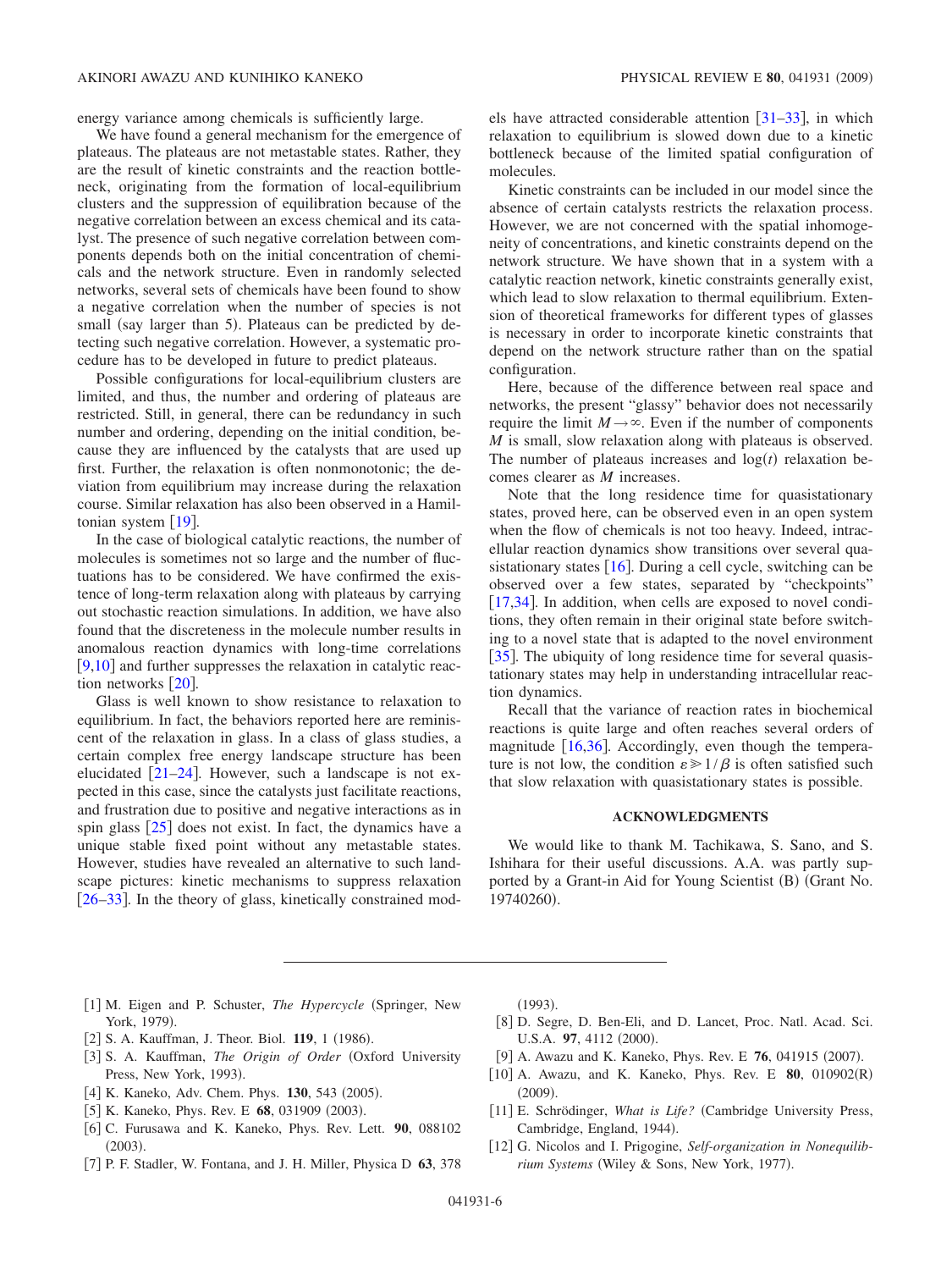energy variance among chemicals is sufficiently large.

We have found a general mechanism for the emergence of plateaus. The plateaus are not metastable states. Rather, they are the result of kinetic constraints and the reaction bottleneck, originating from the formation of local-equilibrium clusters and the suppression of equilibration because of the negative correlation between an excess chemical and its catalyst. The presence of such negative correlation between components depends both on the initial concentration of chemicals and the network structure. Even in randomly selected networks, several sets of chemicals have been found to show a negative correlation when the number of species is not small (say larger than 5). Plateaus can be predicted by detecting such negative correlation. However, a systematic procedure has to be developed in future to predict plateaus.

Possible configurations for local-equilibrium clusters are limited, and thus, the number and ordering of plateaus are restricted. Still, in general, there can be redundancy in such number and ordering, depending on the initial condition, because they are influenced by the catalysts that are used up first. Further, the relaxation is often nonmonotonic; the deviation from equilibrium may increase during the relaxation course. Similar relaxation has also been observed in a Hamiltonian system [19].

In the case of biological catalytic reactions, the number of molecules is sometimes not so large and the number of fluctuations has to be considered. We have confirmed the existence of long-term relaxation along with plateaus by carrying out stochastic reaction simulations. In addition, we have also found that the discreteness in the molecule number results in anomalous reaction dynamics with long-time correlations [9,10] and further suppresses the relaxation in catalytic reaction networks [20].

Glass is well known to show resistance to relaxation to equilibrium. In fact, the behaviors reported here are reminiscent of the relaxation in glass. In a class of glass studies, a certain complex free energy landscape structure has been elucidated [21–24]. However, such a landscape is not expected in this case, since the catalysts just facilitate reactions, and frustration due to positive and negative interactions as in spin glass [25] does not exist. In fact, the dynamics have a unique stable fixed point without any metastable states. However, studies have revealed an alternative to such landscape pictures: kinetic mechanisms to suppress relaxation [26–33]. In the theory of glass, kinetically constrained models have attracted considerable attention [31–33], in which relaxation to equilibrium is slowed down due to a kinetic bottleneck because of the limited spatial configuration of molecules.

Kinetic constraints can be included in our model since the absence of certain catalysts restricts the relaxation process. However, we are not concerned with the spatial inhomogeneity of concentrations, and kinetic constraints depend on the network structure. We have shown that in a system with a catalytic reaction network, kinetic constraints generally exist, which lead to slow relaxation to thermal equilibrium. Extension of theoretical frameworks for different types of glasses is necessary in order to incorporate kinetic constraints that depend on the network structure rather than on the spatial configuration.

Here, because of the difference between real space and networks, the present "glassy" behavior does not necessarily require the limit $M \to \infty$. Even if the number of components $M$ is small, slow relaxation along with plateaus is observed. The number of plateaus increases and $\log(t)$ relaxation becomes clearer as $M$ increases.

Note that the long residence time for quasistationary states, proved here, can be observed even in an open system when the flow of chemicals is not too heavy. Indeed, intracellular reaction dynamics show transitions over several quasistationary states [16]. During a cell cycle, switching can be observed over a few states, separated by "checkpoints" [17,34]. In addition, when cells are exposed to novel conditions, they often remain in their original state before switching to a novel state that is adapted to the novel environment [35]. The ubiquity of long residence time for several quasistationary states may help in understanding intracellular reaction dynamics.

Recall that the variance of reaction rates in biochemical reactions is quite large and often reaches several orders of magnitude [16,36]. Accordingly, even though the temperature is not low, the condition $\varepsilon \gg 1/\beta$ is often satisfied such that slow relaxation with quasistationary states is possible.

## ACKNOWLEDGMENTS

We would like to thank M. Tachikawa, S. Sano, and S. Ishihara for their useful discussions. A.A. was partly supported by a Grant-in Aid for Young Scientist (B) (Grant No. 19740260).

---

[1] M. Eigen and P. Schuster, *The Hypercycle* (Springer, New York, 1979).

[2] S. A. Kauffman, J. Theor. Biol. **119**, 1 (1986).

[3] S. A. Kauffman, *The Origin of Order* (Oxford University Press, New York, 1993).

[4] K. Kaneko, Adv. Chem. Phys. **130**, 543 (2005).

[5] K. Kaneko, Phys. Rev. E **68**, 031909 (2003).

[6] C. Furusawa and K. Kaneko, Phys. Rev. Lett. **90**, 088102 (2003).

[7] P. F. Stadler, W. Fontana, and J. H. Miller, Physica D **63**, 378 (1993).

[8] D. Segre, D. Ben-Eli, and D. Lancet, Proc. Natl. Acad. Sci. U.S.A. **97**, 4112 (2000).

[9] A. Awazu and K. Kaneko, Phys. Rev. E **76**, 041915 (2007).

[10] A. Awazu, and K. Kaneko, Phys. Rev. E **80**, 010902(R) (2009).

[11] E. Schrödinger, *What is Life?* (Cambridge University Press, Cambridge, England, 1944).

[12] G. Nicolos and I. Prigogine, *Self-organization in Nonequilibrium Systems* (Wiley & Sons, New York, 1977).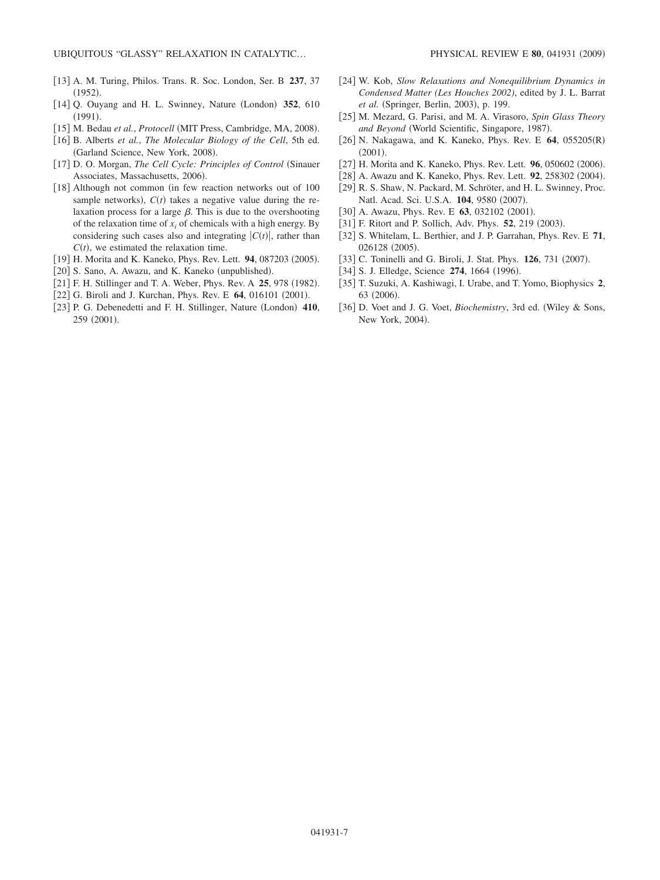[13] A. M. Turing, Philos. Trans. R. Soc. London, Ser. B **237**, 37 (1952).

[14] Q. Ouyang and H. L. Swinney, Nature (London) **352**, 610 (1991).

[15] M. Bedau *et al.*, *Protocell* (MIT Press, Cambridge, MA, 2008).

[16] B. Alberts *et al.*, *The Molecular Biology of the Cell*, 5th ed. (Garland Science, New York, 2008).

[17] D. O. Morgan, *The Cell Cycle: Principles of Control* (Sinauer Associates, Massachusetts, 2006).

[18] Although not common (in few reaction networks out of 100 sample networks), $C(t)$ takes a negative value during the relaxation process for a large $\beta$. This is due to the overshooting of the relaxation time of $x_i$ of chemicals with a high energy. By considering such cases also and integrating $|C(t)|$, rather than $C(t)$, we estimated the relaxation time.

[19] H. Morita and K. Kaneko, Phys. Rev. Lett. **94**, 087203 (2005).

[20] S. Sano, A. Awazu, and K. Kaneko (unpublished).

[21] F. H. Stillinger and T. A. Weber, Phys. Rev. A **25**, 978 (1982).

[22] G. Biroli and J. Kurchan, Phys. Rev. E **64**, 016101 (2001).

[23] P. G. Debenedetti and F. H. Stillinger, Nature (London) **410**, 259 (2001).

[24] W. Kob, *Slow Relaxations and Nonequilibrium Dynamics in Condensed Matter (Les Houches 2002)*, edited by J. L. Barrat *et al.* (Springer, Berlin, 2003), p. 199.

[25] M. Mezard, G. Parisi, and M. A. Virasoro, *Spin Glass Theory and Beyond* (World Scientific, Singapore, 1987).

[26] N. Nakagawa, and K. Kaneko, Phys. Rev. E **64**, 055205(R) (2001).

[27] H. Morita and K. Kaneko, Phys. Rev. Lett. **96**, 050602 (2006).

[28] A. Awazu and K. Kaneko, Phys. Rev. Lett. **92**, 258302 (2004).

[29] R. S. Shaw, N. Packard, M. Schröter, and H. L. Swinney, Proc. Natl. Acad. Sci. U.S.A. **104**, 9580 (2007).

[30] A. Awazu, Phys. Rev. E **63**, 032102 (2001).

[31] F. Ritort and P. Sollich, Adv. Phys. **52**, 219 (2003).

[32] S. Whitelam, L. Berthier, and J. P. Garrahan, Phys. Rev. E **71**, 026128 (2005).

[33] C. Toninelli and G. Biroli, J. Stat. Phys. **126**, 731 (2007).

[34] S. J. Elledge, Science **274**, 1664 (1996).

[35] T. Suzuki, A. Kashiwagi, I. Urabe, and T. Yomo, Biophysics **2**, 63 (2006).

[36] D. Voet and J. G. Voet, *Biochemistry*, 3rd ed. (Wiley & Sons, New York, 2004).